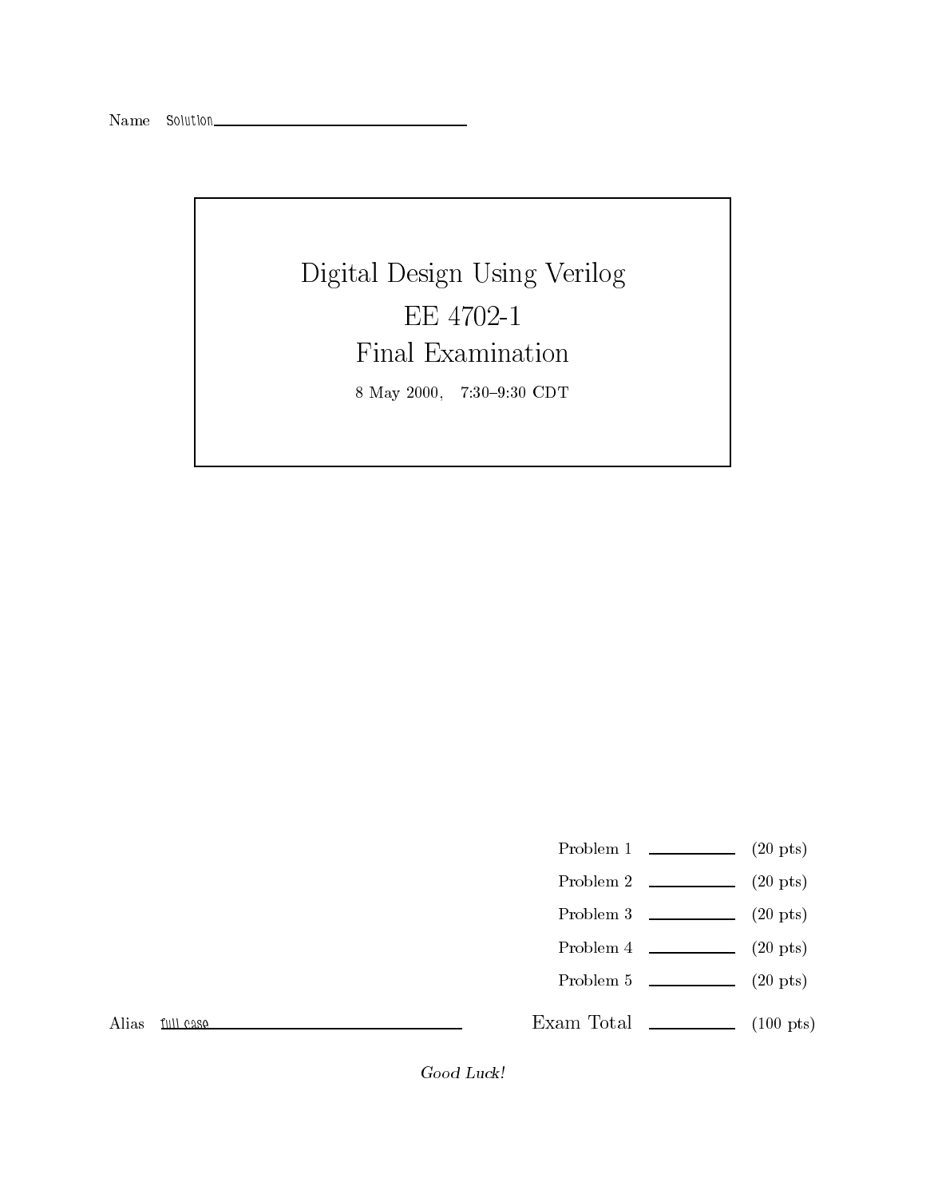Name Solution

# Digital Design Using Verilog

# EE 4702-1

# Final Examination

8 May 2000, 7:30–9:30 CDT

| | | |
|---|---|---|
| Problem 1 | | (20 pts) |
| Problem 2 | | (20 pts) |
| Problem 3 | | (20 pts) |
| Problem 4 | | (20 pts) |
| Problem 5 | | (20 pts) |
| Exam Total | | (100 pts) |

Alias full case

*Good Luck!*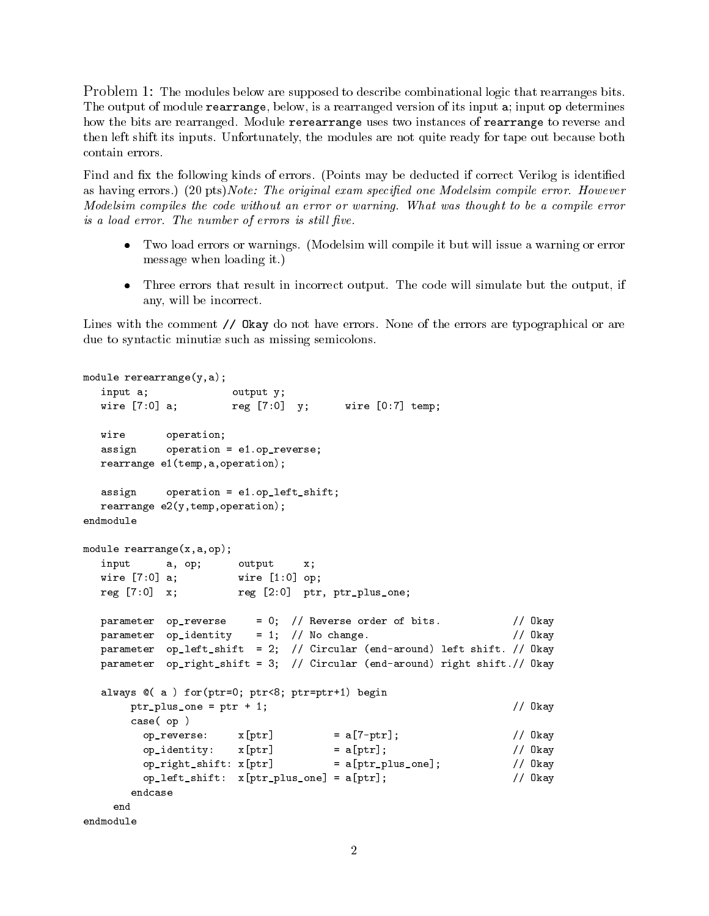Problem 1: The modules below are supposed to describe combinational logic that rearranges bits. The output of module `rearrange`, below, is a rearranged version of its input `a`; input `op` determines how the bits are rearranged. Module `rerearrange` uses two instances of `rearrange` to reverse and then left shift its inputs. Unfortunately, the modules are not quite ready for tape out because both contain errors.

Find and fix the following kinds of errors. (Points may be deducted if correct Verilog is identified as having errors.) (20 pts) *Note: The original exam specified one Modelsim compile error. However Modelsim compiles the code without an error or warning. What was thought to be a compile error is a load error. The number of errors is still five.*

- Two load errors or warnings. (Modelsim will compile it but will issue a warning or error message when loading it.)
- Three errors that result in incorrect output. The code will simulate but the output, if any, will be incorrect.

Lines with the comment `// Okay` do not have errors. None of the errors are typographical or are due to syntactic minutiæ such as missing semicolons.

```
module rerearrange(y,a);
   input a;             output y;
   wire [7:0] a;        reg [7:0]  y;      wire [0:7] temp;

   wire      operation;
   assign    operation = e1.op_reverse;
   rearrange e1(temp,a,operation);

   assign    operation = e1.op_left_shift;
   rearrange e2(y,temp,operation);
endmodule

module rearrange(x,a,op);
   input      a, op;      output     x;
   wire [7:0] a;          wire [1:0] op;
   reg [7:0]  x;          reg [2:0]  ptr, ptr_plus_one;

   parameter  op_reverse     = 0;  // Reverse order of bits.            // Okay
   parameter  op_identity    = 1;  // No change.                        // Okay
   parameter  op_left_shift  = 2;  // Circular (end-around) left shift. // Okay
   parameter  op_right_shift = 3;  // Circular (end-around) right shift.// Okay

   always @( a ) for(ptr=0; ptr<8; ptr=ptr+1) begin
        ptr_plus_one = ptr + 1;                                         // Okay
        case( op )
          op_reverse:     x[ptr]          = a[7-ptr];                   // Okay
          op_identity:    x[ptr]          = a[ptr];                     // Okay
          op_right_shift: x[ptr]          = a[ptr_plus_one];            // Okay
          op_left_shift:  x[ptr_plus_one] = a[ptr];                     // Okay
        endcase
     end
endmodule
```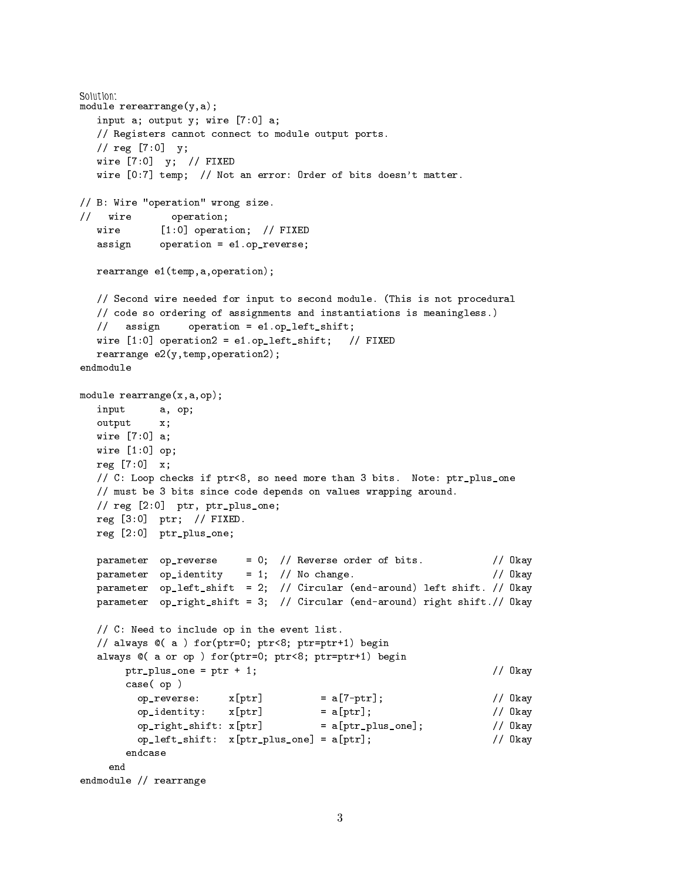Solution:

```
module rerearrange(y,a);
   input a; output y; wire [7:0] a;
   // Registers cannot connect to module output ports.
   // reg [7:0]  y;
   wire [7:0]  y;  // FIXED
   wire [0:7] temp;  // Not an error: Order of bits doesn't matter.

// B: Wire "operation" wrong size.
//   wire       operation;
   wire       [1:0] operation;  // FIXED
   assign     operation = e1.op_reverse;

   rearrange e1(temp,a,operation);

   // Second wire needed for input to second module. (This is not procedural
   // code so ordering of assignments and instantiations is meaningless.)
   //   assign     operation = e1.op_left_shift;
   wire [1:0] operation2 = e1.op_left_shift;   // FIXED
   rearrange e2(y,temp,operation2);
endmodule

module rearrange(x,a,op);
   input      a, op;
   output     x;
   wire [7:0] a;
   wire [1:0] op;
   reg [7:0]  x;
   // C: Loop checks if ptr<8, so need more than 3 bits.  Note: ptr_plus_one
   // must be 3 bits since code depends on values wrapping around.
   // reg [2:0]  ptr, ptr_plus_one;
   reg [3:0]  ptr;  // FIXED.
   reg [2:0]  ptr_plus_one;

   parameter  op_reverse     = 0;  // Reverse order of bits.            // Okay
   parameter  op_identity    = 1;  // No change.                        // Okay
   parameter  op_left_shift  = 2;  // Circular (end-around) left shift. // Okay
   parameter  op_right_shift = 3;  // Circular (end-around) right shift.// Okay

   // C: Need to include op in the event list.
   // always @( a ) for(ptr=0; ptr<8; ptr=ptr+1) begin
   always @( a or op ) for(ptr=0; ptr<8; ptr=ptr+1) begin
        ptr_plus_one = ptr + 1;                                         // Okay
        case( op )
          op_reverse:     x[ptr]          = a[7-ptr];                   // Okay
          op_identity:    x[ptr]          = a[ptr];                     // Okay
          op_right_shift: x[ptr]          = a[ptr_plus_one];            // Okay
          op_left_shift:  x[ptr_plus_one] = a[ptr];                     // Okay
        endcase
     end
endmodule // rearrange
```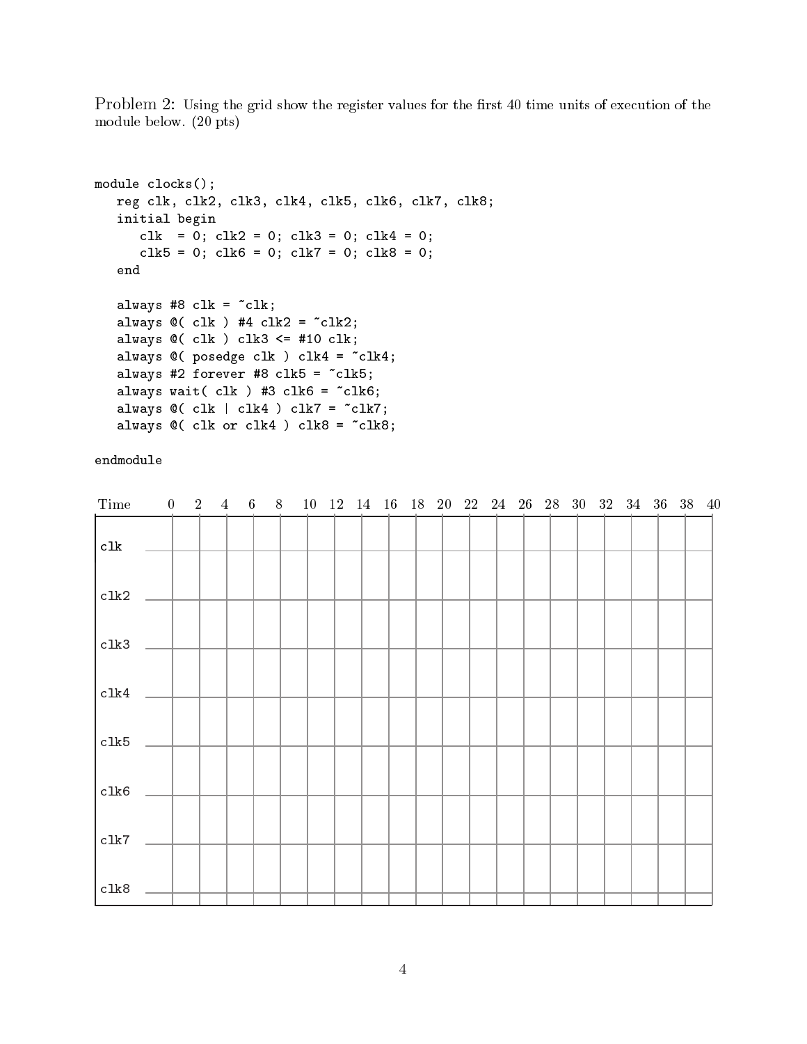Problem 2: Using the grid show the register values for the first 40 time units of execution of the module below. (20 pts)

```
module clocks();
   reg clk, clk2, clk3, clk4, clk5, clk6, clk7, clk8;
   initial begin
      clk  = 0; clk2 = 0; clk3 = 0; clk4 = 0;
      clk5 = 0; clk6 = 0; clk7 = 0; clk8 = 0;
   end

   always #8 clk = ~clk;
   always @( clk ) #4 clk2 = ~clk2;
   always @( clk ) clk3 <= #10 clk;
   always @( posedge clk ) clk4 = ~clk4;
   always #2 forever #8 clk5 = ~clk5;
   always wait( clk ) #3 clk6 = ~clk6;
   always @( clk | clk4 ) clk7 = ~clk7;
   always @( clk or clk4 ) clk8 = ~clk8;

endmodule
```

| Time | 0 | 2 | 4 | 6 | 8 | 10 | 12 | 14 | 16 | 18 | 20 | 22 | 24 | 26 | 28 | 30 | 32 | 34 | 36 | 38 | 40 |
|---|---|---|---|---|---|---|---|---|---|---|---|---|---|---|---|---|---|---|---|---|---|
| clk | | | | | | | | | | | | | | | | | | | | | |
| clk2 | | | | | | | | | | | | | | | | | | | | | |
| clk3 | | | | | | | | | | | | | | | | | | | | | |
| clk4 | | | | | | | | | | | | | | | | | | | | | |
| clk5 | | | | | | | | | | | | | | | | | | | | | |
| clk6 | | | | | | | | | | | | | | | | | | | | | |
| clk7 | | | | | | | | | | | | | | | | | | | | | |
| clk8 | | | | | | | | | | | | | | | | | | | | | |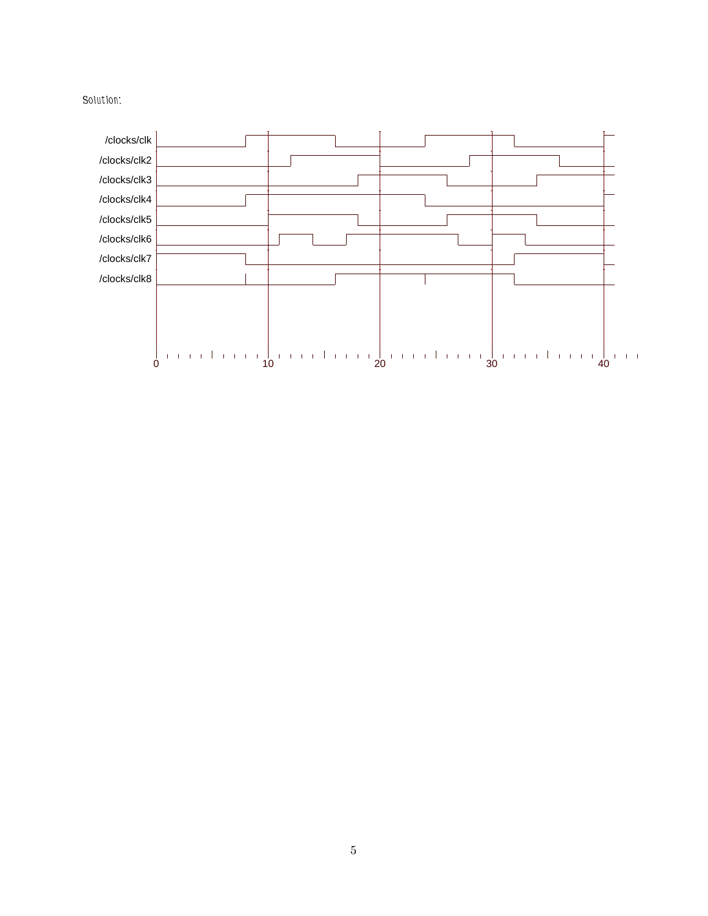Solution:

/clocks/clk
/clocks/clk2
/clocks/clk3
/clocks/clk4
/clocks/clk5
/clocks/clk6
/clocks/clk7
/clocks/clk8

0 10 20 30 40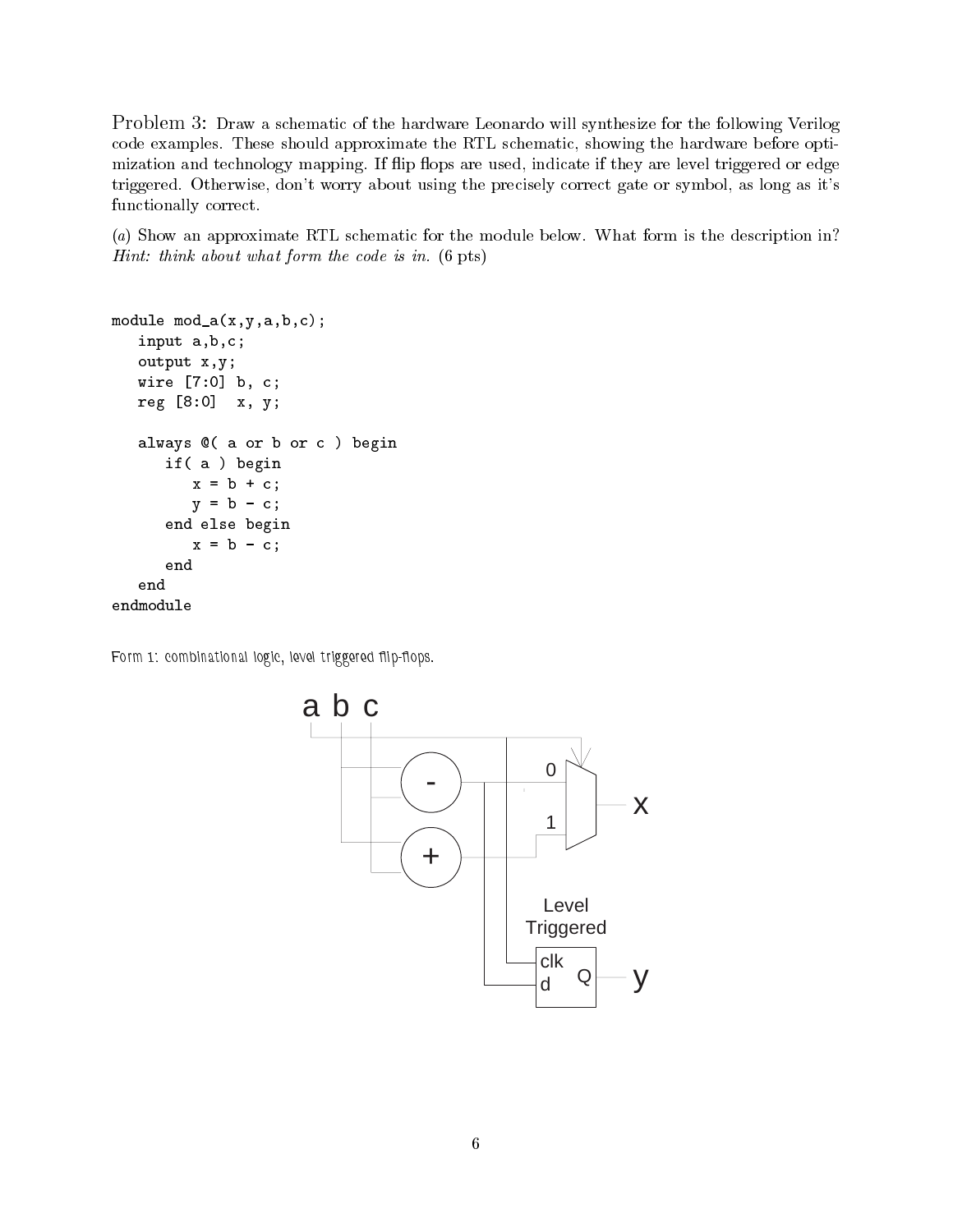Problem 3: Draw a schematic of the hardware Leonardo will synthesize for the following Verilog code examples. These should approximate the RTL schematic, showing the hardware before optimization and technology mapping. If flip flops are used, indicate if they are level triggered or edge triggered. Otherwise, don't worry about using the precisely correct gate or symbol, as long as it's functionally correct.

(*a*) Show an approximate RTL schematic for the module below. What form is the description in? *Hint: think about what form the code is in.* (6 pts)

```
module mod_a(x,y,a,b,c);
   input a,b,c;
   output x,y;
   wire [7:0] b, c;
   reg [8:0]  x, y;

   always @( a or b or c ) begin
      if( a ) begin
         x = b + c;
         y = b - c;
      end else begin
         x = b - c;
      end
   end
endmodule
```

Form 1: combinational logic, level triggered flip-flops.

a b c

0

1

x

Level Triggered

clk

d Q

y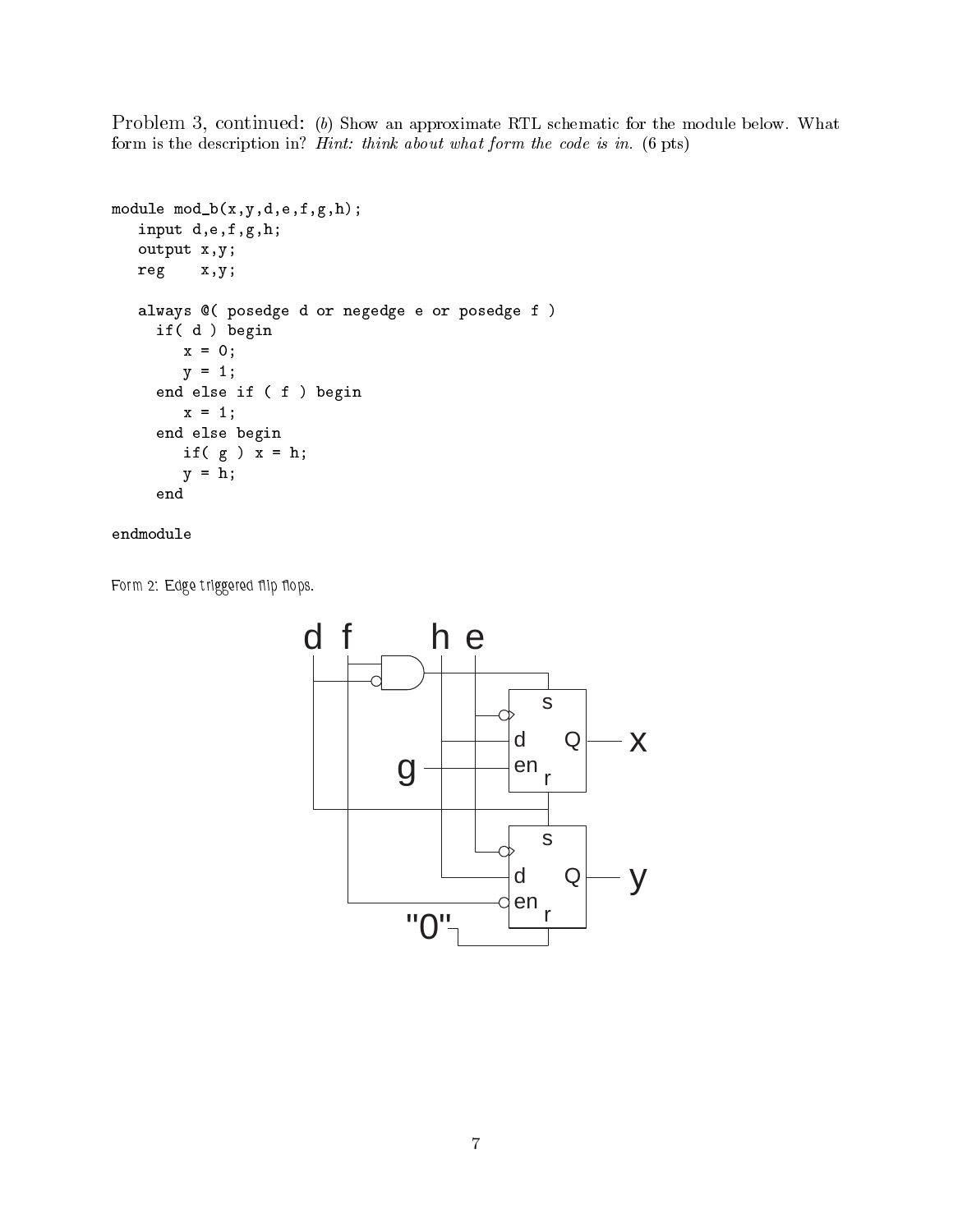Problem 3, continued: (*b*) Show an approximate RTL schematic for the module below. What form is the description in? *Hint: think about what form the code is in.* (6 pts)

```
module mod_b(x,y,d,e,f,g,h);
   input d,e,f,g,h;
   output x,y;
   reg    x,y;

   always @( posedge d or negedge e or posedge f )
     if( d ) begin
        x = 0;
        y = 1;
     end else if ( f ) begin
        x = 1;
     end else begin
        if( g ) x = h;
        y = h;
     end

endmodule
```

Form 2: Edge triggered flip flops.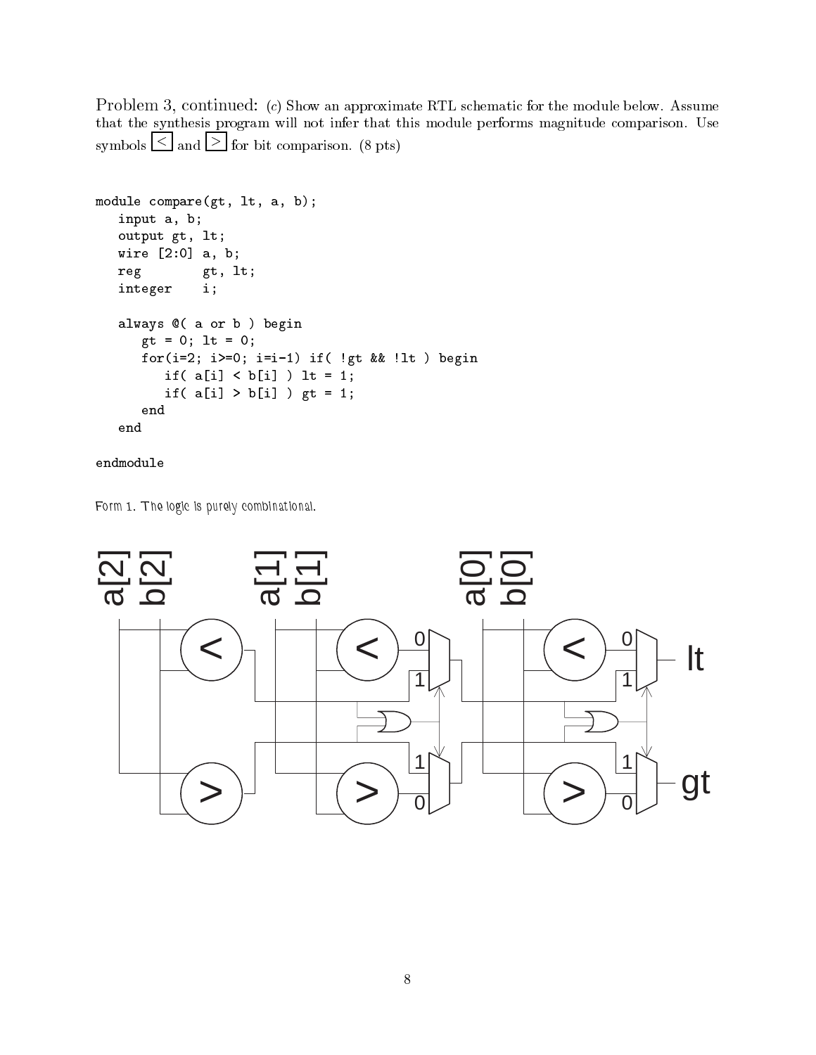Problem 3, continued: (*c*) Show an approximate RTL schematic for the module below. Assume that the synthesis program will not infer that this module performs magnitude comparison. Use symbols [<] and [>] for bit comparison. (8 pts)

```
module compare(gt, lt, a, b);
   input a, b;
   output gt, lt;
   wire [2:0] a, b;
   reg        gt, lt;
   integer    i;

   always @( a or b ) begin
      gt = 0; lt = 0;
      for(i=2; i>=0; i=i-1) if( !gt && !lt ) begin
         if( a[i] < b[i] ) lt = 1;
         if( a[i] > b[i] ) gt = 1;
      end
   end

endmodule
```

Form 1. The logic is purely combinational.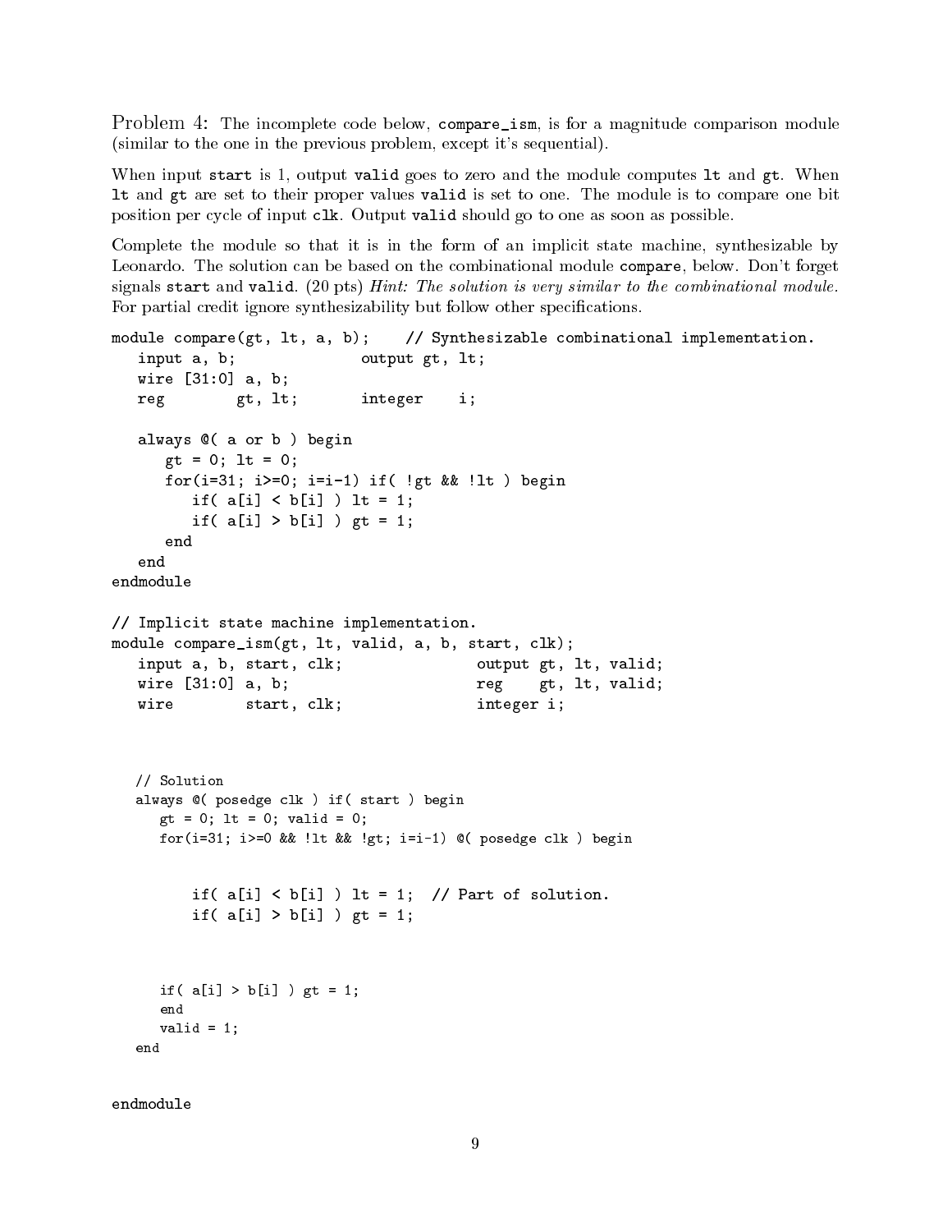Problem 4: The incomplete code below, `compare_ism`, is for a magnitude comparison module (similar to the one in the previous problem, except it's sequential).

When input `start` is 1, output `valid` goes to zero and the module computes `lt` and `gt`. When `lt` and `gt` are set to their proper values `valid` is set to one. The module is to compare one bit position per cycle of input `clk`. Output `valid` should go to one as soon as possible.

Complete the module so that it is in the form of an implicit state machine, synthesizable by Leonardo. The solution can be based on the combinational module `compare`, below. Don't forget signals `start` and `valid`. (20 pts) *Hint: The solution is very similar to the combinational module. For partial credit ignore synthesizability but follow other specifications.*

```
module compare(gt, lt, a, b);    // Synthesizable combinational implementation.
   input a, b;              output gt, lt;
   wire [31:0] a, b;
   reg        gt, lt;       integer    i;

   always @( a or b ) begin
      gt = 0; lt = 0;
      for(i=31; i>=0; i=i-1) if( !gt && !lt ) begin
         if( a[i] < b[i] ) lt = 1;
         if( a[i] > b[i] ) gt = 1;
      end
   end
endmodule

// Implicit state machine implementation.
module compare_ism(gt, lt, valid, a, b, start, clk);
   input a, b, start, clk;              output gt, lt, valid;
   wire [31:0] a, b;                    reg    gt, lt, valid;
   wire        start, clk;              integer i;



   // Solution
   always @( posedge clk ) if( start ) begin
      gt = 0; lt = 0; valid = 0;
      for(i=31; i>=0 && !lt && !gt; i=i-1) @( posedge clk ) begin


         if( a[i] < b[i] ) lt = 1;  // Part of solution.
         if( a[i] > b[i] ) gt = 1;



      if( a[i] > b[i] ) gt = 1;
      end
      valid = 1;
   end


endmodule
```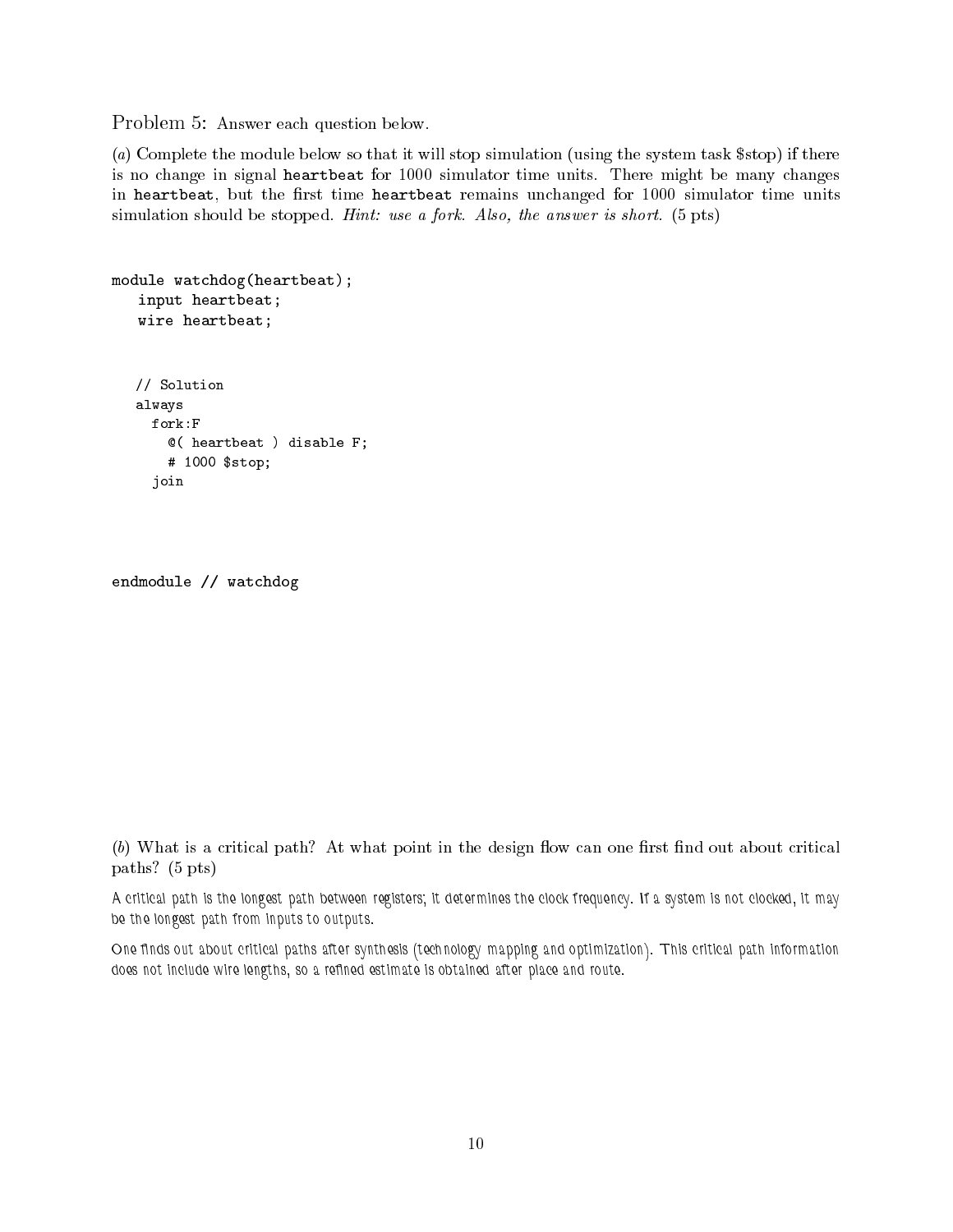Problem 5: Answer each question below.

(*a*) Complete the module below so that it will stop simulation (using the system task $stop) if there is no change in signal **heartbeat** for 1000 simulator time units. There might be many changes in **heartbeat**, but the first time **heartbeat** remains unchanged for 1000 simulator time units simulation should be stopped. *Hint: use a fork. Also, the answer is short.* (5 pts)

```
module watchdog(heartbeat);
   input heartbeat;
   wire heartbeat;


   // Solution
   always
     fork:F
       @( heartbeat ) disable F;
       # 1000 $stop;
     join



endmodule // watchdog
```

(*b*) What is a critical path? At what point in the design flow can one first find out about critical paths? (5 pts)

A critical path is the longest path between registers; it determines the clock frequency. If a system is not clocked, it may be the longest path from inputs to outputs.

One finds out about critical paths after synthesis (technology mapping and optimization). This critical path information does not include wire lengths, so a refined estimate is obtained after place and route.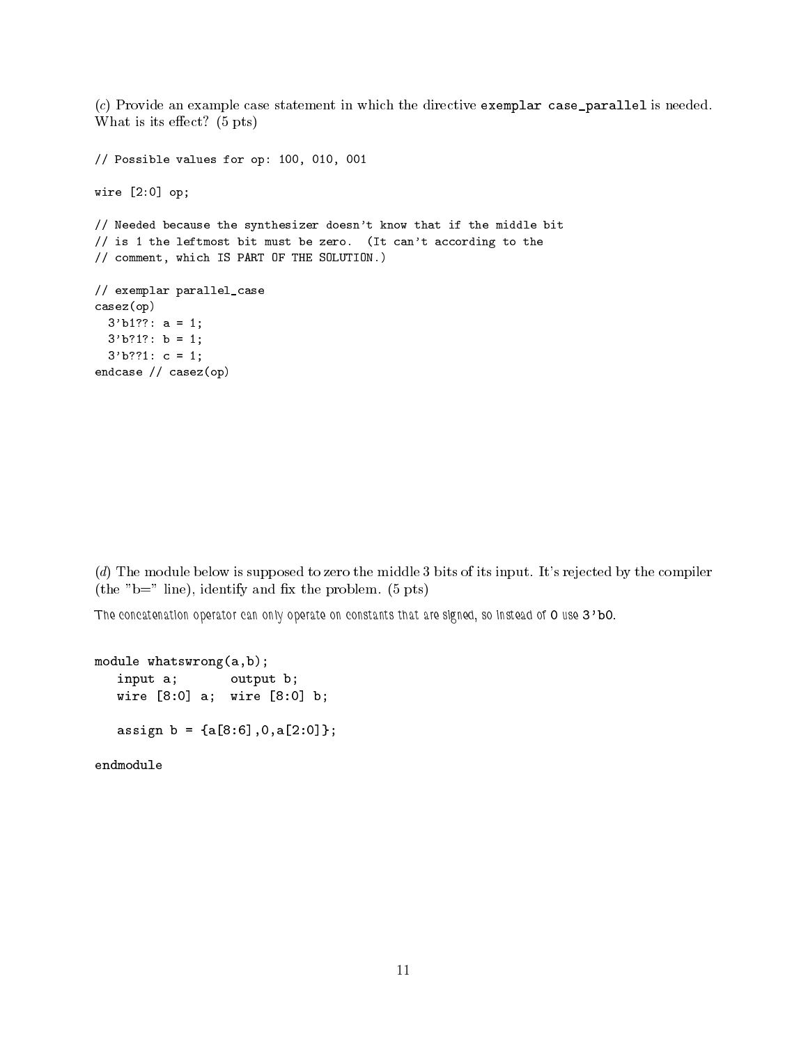(*c*) Provide an example case statement in which the directive `exemplar case_parallel` is needed. What is its effect? (5 pts)

```
// Possible values for op: 100, 010, 001

wire [2:0] op;

// Needed because the synthesizer doesn't know that if the middle bit
// is 1 the leftmost bit must be zero.  (It can't according to the
// comment, which IS PART OF THE SOLUTION.)

// exemplar parallel_case
casez(op)
  3'b1??: a = 1;
  3'b?1?: b = 1;
  3'b??1: c = 1;
endcase // casez(op)
```

(*d*) The module below is supposed to zero the middle 3 bits of its input. It's rejected by the compiler (the "b=" line), identify and fix the problem. (5 pts)

The concatenation operator can only operate on constants that are signed, so instead of `0` use `3'b0`.

```
module whatswrong(a,b);
   input a;       output b;
   wire [8:0] a;  wire [8:0] b;

   assign b = {a[8:6],0,a[2:0]};

endmodule
```